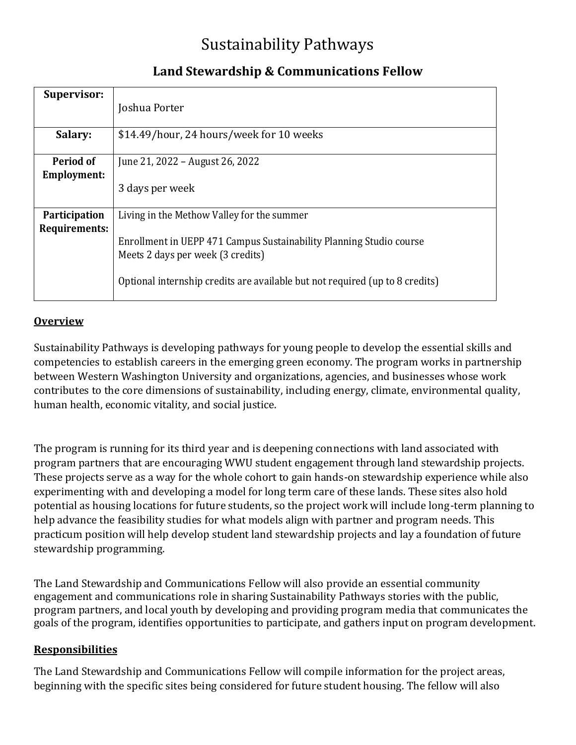# Sustainability Pathways

## Land Stewardship & Communications Fellow

| | |
|---|---|
| **Supervisor:** | Joshua Porter |
| **Salary:** | $14.49/hour, 24 hours/week for 10 weeks |
| **Period of Employment:** | June 21, 2022 – August 26, 2022<br><br>3 days per week |
| **Participation Requirements:** | Living in the Methow Valley for the summer<br><br>Enrollment in UEPP 471 Campus Sustainability Planning Studio course<br>Meets 2 days per week (3 credits)<br><br>Optional internship credits are available but not required (up to 8 credits) |

### Overview

Sustainability Pathways is developing pathways for young people to develop the essential skills and competencies to establish careers in the emerging green economy. The program works in partnership between Western Washington University and organizations, agencies, and businesses whose work contributes to the core dimensions of sustainability, including energy, climate, environmental quality, human health, economic vitality, and social justice.

The program is running for its third year and is deepening connections with land associated with program partners that are encouraging WWU student engagement through land stewardship projects. These projects serve as a way for the whole cohort to gain hands-on stewardship experience while also experimenting with and developing a model for long term care of these lands. These sites also hold potential as housing locations for future students, so the project work will include long-term planning to help advance the feasibility studies for what models align with partner and program needs. This practicum position will help develop student land stewardship projects and lay a foundation of future stewardship programming.

The Land Stewardship and Communications Fellow will also provide an essential community engagement and communications role in sharing Sustainability Pathways stories with the public, program partners, and local youth by developing and providing program media that communicates the goals of the program, identifies opportunities to participate, and gathers input on program development.

### Responsibilities

The Land Stewardship and Communications Fellow will compile information for the project areas, beginning with the specific sites being considered for future student housing. The fellow will also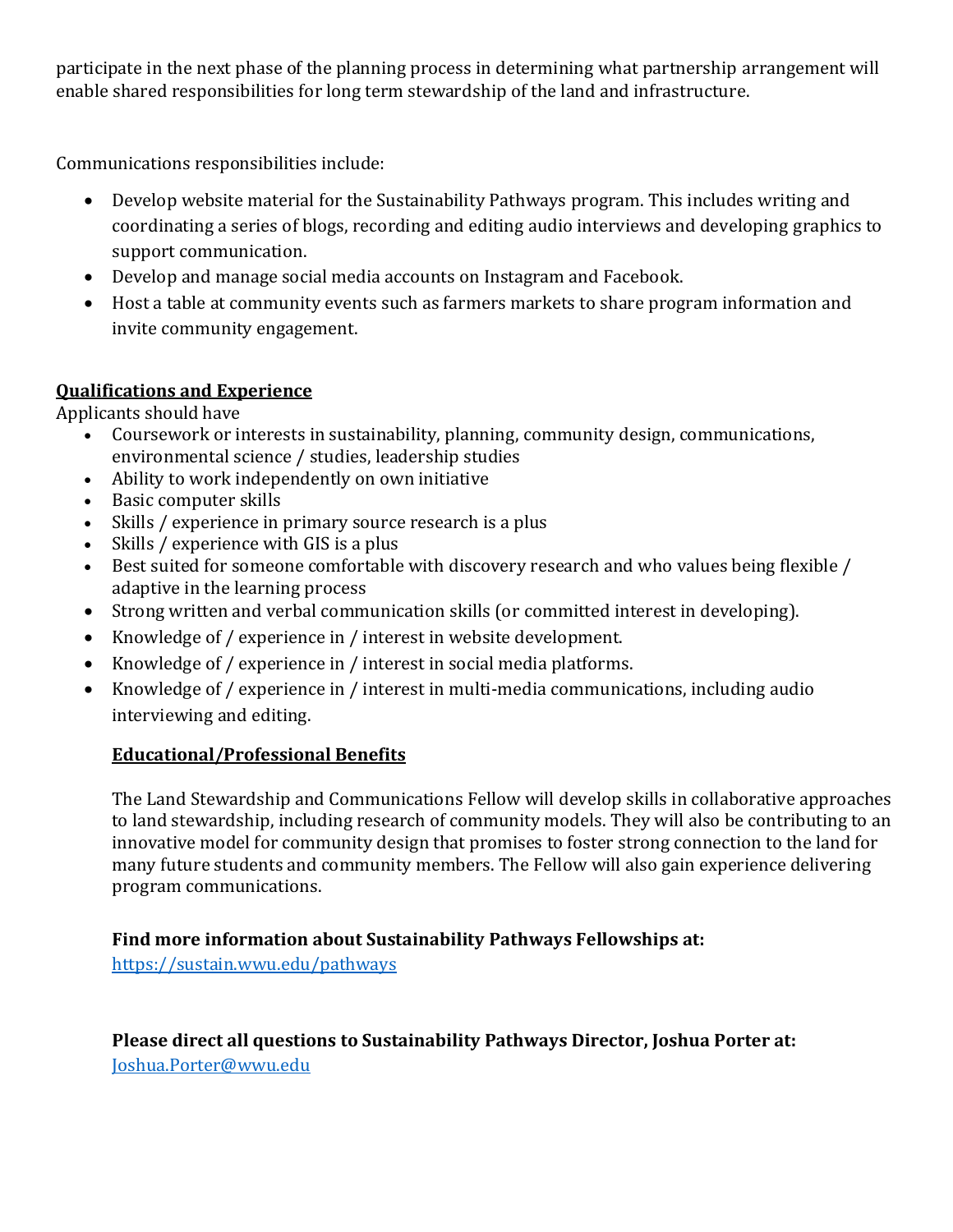participate in the next phase of the planning process in determining what partnership arrangement will enable shared responsibilities for long term stewardship of the land and infrastructure.

Communications responsibilities include:

- Develop website material for the Sustainability Pathways program. This includes writing and coordinating a series of blogs, recording and editing audio interviews and developing graphics to support communication.
- Develop and manage social media accounts on Instagram and Facebook.
- Host a table at community events such as farmers markets to share program information and invite community engagement.

**Qualifications and Experience**

Applicants should have

- Coursework or interests in sustainability, planning, community design, communications, environmental science / studies, leadership studies
- Ability to work independently on own initiative
- Basic computer skills
- Skills / experience in primary source research is a plus
- Skills / experience with GIS is a plus
- Best suited for someone comfortable with discovery research and who values being flexible / adaptive in the learning process
- Strong written and verbal communication skills (or committed interest in developing).
- Knowledge of / experience in / interest in website development.
- Knowledge of / experience in / interest in social media platforms.
- Knowledge of / experience in / interest in multi-media communications, including audio interviewing and editing.

**Educational/Professional Benefits**

The Land Stewardship and Communications Fellow will develop skills in collaborative approaches to land stewardship, including research of community models. They will also be contributing to an innovative model for community design that promises to foster strong connection to the land for many future students and community members. The Fellow will also gain experience delivering program communications.

**Find more information about Sustainability Pathways Fellowships at:**
https://sustain.wwu.edu/pathways

**Please direct all questions to Sustainability Pathways Director, Joshua Porter at:**
Joshua.Porter@wwu.edu